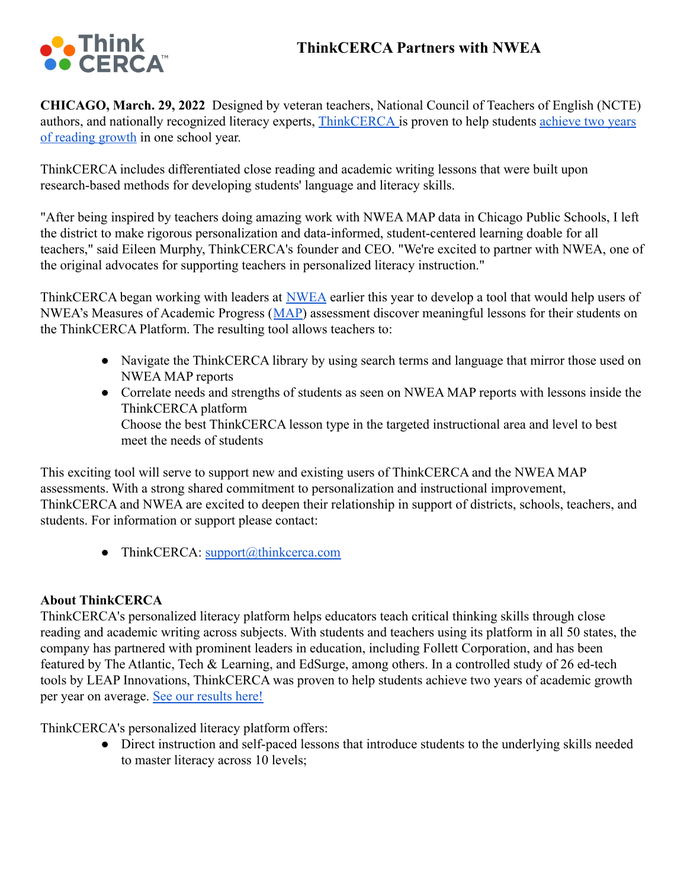# ThinkCERCA Partners with NWEA

**CHICAGO, March. 29, 2022** Designed by veteran teachers, National Council of Teachers of English (NCTE) authors, and nationally recognized literacy experts, ThinkCERCA is proven to help students achieve two years of reading growth in one school year.

ThinkCERCA includes differentiated close reading and academic writing lessons that were built upon research-based methods for developing students' language and literacy skills.

"After being inspired by teachers doing amazing work with NWEA MAP data in Chicago Public Schools, I left the district to make rigorous personalization and data-informed, student-centered learning doable for all teachers," said Eileen Murphy, ThinkCERCA's founder and CEO. "We're excited to partner with NWEA, one of the original advocates for supporting teachers in personalized literacy instruction."

ThinkCERCA began working with leaders at NWEA earlier this year to develop a tool that would help users of NWEA's Measures of Academic Progress (MAP) assessment discover meaningful lessons for their students on the ThinkCERCA Platform. The resulting tool allows teachers to:

- Navigate the ThinkCERCA library by using search terms and language that mirror those used on NWEA MAP reports
- Correlate needs and strengths of students as seen on NWEA MAP reports with lessons inside the ThinkCERCA platform
  Choose the best ThinkCERCA lesson type in the targeted instructional area and level to best meet the needs of students

This exciting tool will serve to support new and existing users of ThinkCERCA and the NWEA MAP assessments. With a strong shared commitment to personalization and instructional improvement, ThinkCERCA and NWEA are excited to deepen their relationship in support of districts, schools, teachers, and students. For information or support please contact:

- ThinkCERCA: support@thinkcerca.com

**About ThinkCERCA**

ThinkCERCA's personalized literacy platform helps educators teach critical thinking skills through close reading and academic writing across subjects. With students and teachers using its platform in all 50 states, the company has partnered with prominent leaders in education, including Follett Corporation, and has been featured by The Atlantic, Tech & Learning, and EdSurge, among others. In a controlled study of 26 ed-tech tools by LEAP Innovations, ThinkCERCA was proven to help students achieve two years of academic growth per year on average. See our results here!

ThinkCERCA's personalized literacy platform offers:

- Direct instruction and self-paced lessons that introduce students to the underlying skills needed to master literacy across 10 levels;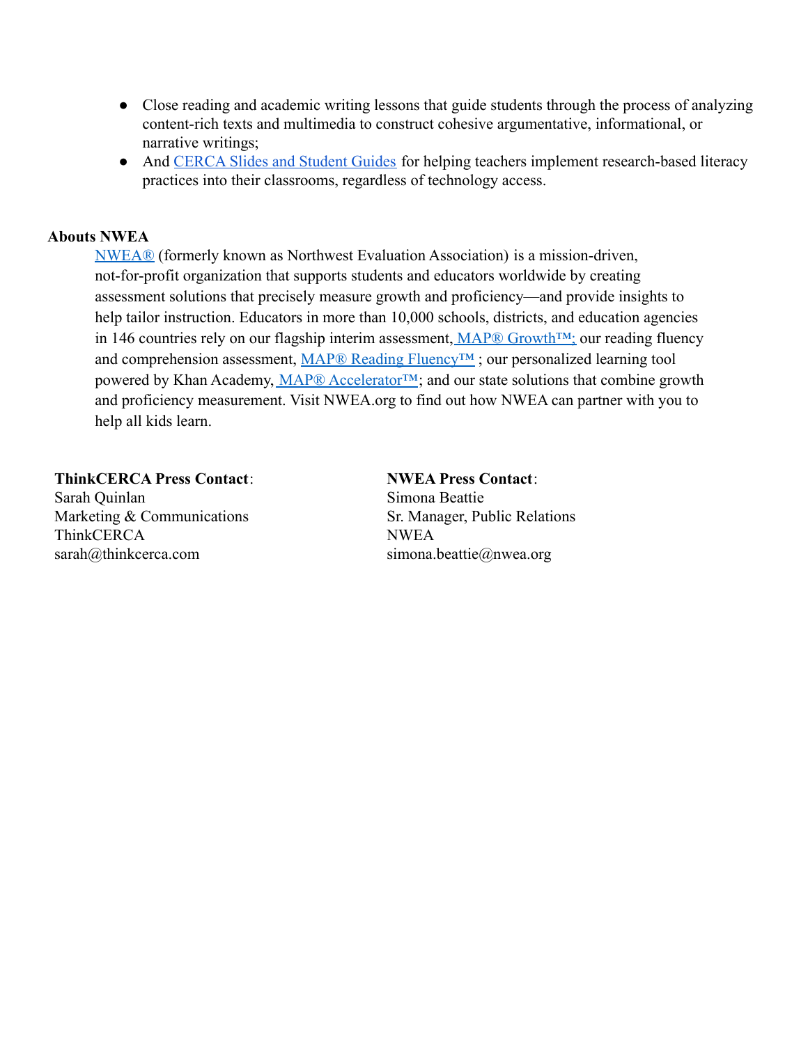- Close reading and academic writing lessons that guide students through the process of analyzing content-rich texts and multimedia to construct cohesive argumentative, informational, or narrative writings;
- And CERCA Slides and Student Guides for helping teachers implement research-based literacy practices into their classrooms, regardless of technology access.

**Abouts NWEA**

NWEA® (formerly known as Northwest Evaluation Association) is a mission-driven, not-for-profit organization that supports students and educators worldwide by creating assessment solutions that precisely measure growth and proficiency—and provide insights to help tailor instruction. Educators in more than 10,000 schools, districts, and education agencies in 146 countries rely on our flagship interim assessment, MAP® Growth™; our reading fluency and comprehension assessment, MAP® Reading Fluency™ ; our personalized learning tool powered by Khan Academy, MAP® Accelerator™; and our state solutions that combine growth and proficiency measurement. Visit NWEA.org to find out how NWEA can partner with you to help all kids learn.

**ThinkCERCA Press Contact**:
Sarah Quinlan
Marketing & Communications
ThinkCERCA
sarah@thinkcerca.com

**NWEA Press Contact**:
Simona Beattie
Sr. Manager, Public Relations
NWEA
simona.beattie@nwea.org